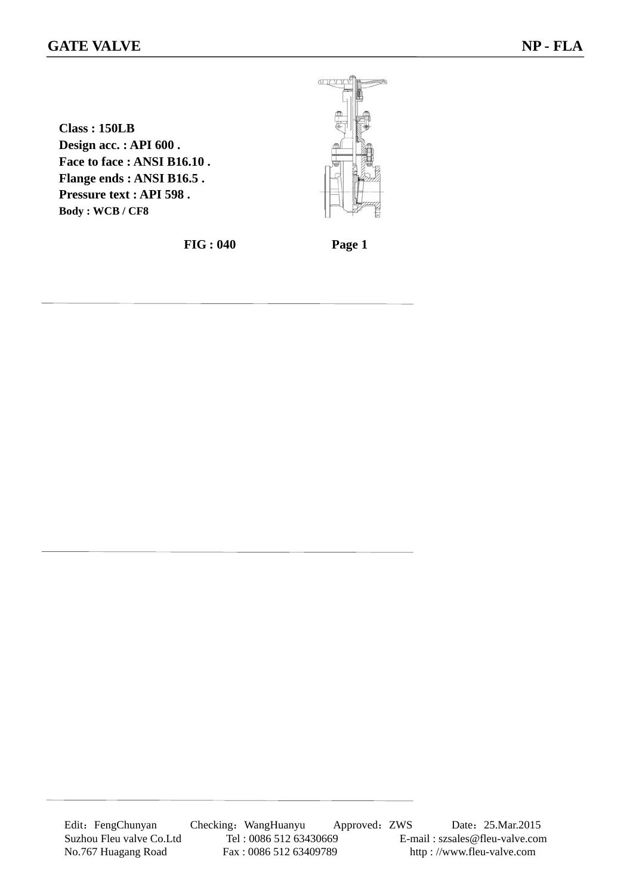# GATE VALVE

**NP - FLA**

**Class : 150LB**
**Design acc. : API 600 .**
**Face to face : ANSI B16.10 .**
**Flange ends : ANSI B16.5 .**
**Pressure text : API 598 .**
**Body : WCB / CF8**

**FIG : 040** **Page 1**

Edit：FengChunyan Checking：WangHuanyu Approved：ZWS Date：25.Mar.2015
Suzhou Fleu valve Co.Ltd Tel : 0086 512 63430669 E-mail : szsales@fleu-valve.com
No.767 Huagang Road Fax : 0086 512 63409789 http : //www.fleu-valve.com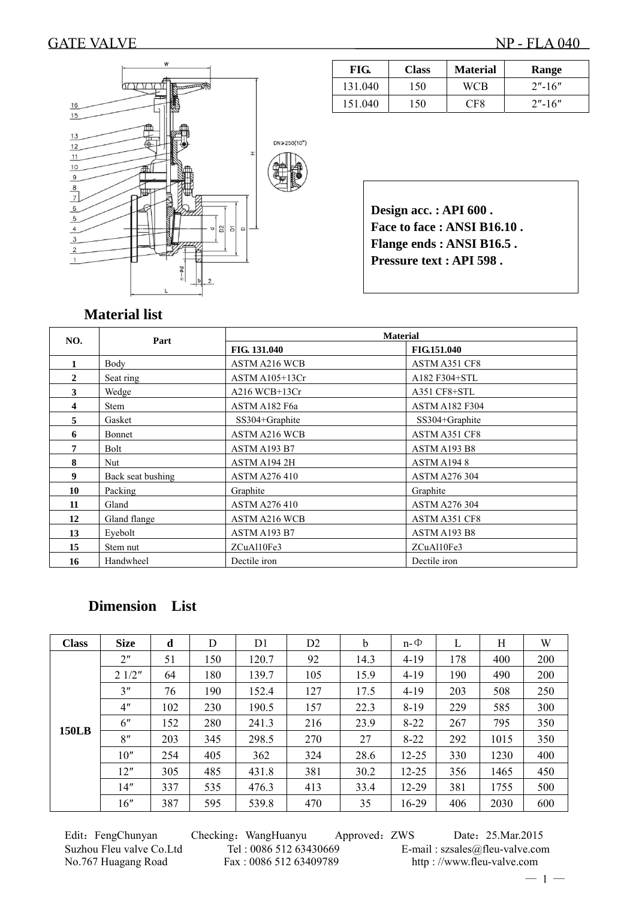GATE VALVE NP - FLA 040

| FIG. | Class | Material | Range |
|---|---|---|---|
| 131.040 | 150 | WCB | 2″-16″ |
| 151.040 | 150 | CF8 | 2″-16″ |

**Design acc. : API 600 .**
**Face to face : ANSI B16.10 .**
**Flange ends : ANSI B16.5 .**
**Pressure text : API 598 .**

## Material list

| NO. | Part | Material | |
|---|---|---|---|
| | | FIG. 131.040 | FIG.151.040 |
| 1 | Body | ASTM A216 WCB | ASTM A351 CF8 |
| 2 | Seat ring | ASTM A105+13Cr | A182 F304+STL |
| 3 | Wedge | A216 WCB+13Cr | A351 CF8+STL |
| 4 | Stem | ASTM A182 F6a | ASTM A182 F304 |
| 5 | Gasket | SS304+Graphite | SS304+Graphite |
| 6 | Bonnet | ASTM A216 WCB | ASTM A351 CF8 |
| 7 | Bolt | ASTM A193 B7 | ASTM A193 B8 |
| 8 | Nut | ASTM A194 2H | ASTM A194 8 |
| 9 | Back seat bushing | ASTM A276 410 | ASTM A276 304 |
| 10 | Packing | Graphite | Graphite |
| 11 | Gland | ASTM A276 410 | ASTM A276 304 |
| 12 | Gland flange | ASTM A216 WCB | ASTM A351 CF8 |
| 13 | Eyebolt | ASTM A193 B7 | ASTM A193 B8 |
| 15 | Stem nut | ZCuAl10Fe3 | ZCuAl10Fe3 |
| 16 | Handwheel | Dectile iron | Dectile iron |

## Dimension List

| Class | Size | d | D | D1 | D2 | b | n-Φ | L | H | W |
|---|---|---|---|---|---|---|---|---|---|---|
| 150LB | 2″ | 51 | 150 | 120.7 | 92 | 14.3 | 4-19 | 178 | 400 | 200 |
| | 2 1/2″ | 64 | 180 | 139.7 | 105 | 15.9 | 4-19 | 190 | 490 | 200 |
| | 3″ | 76 | 190 | 152.4 | 127 | 17.5 | 4-19 | 203 | 508 | 250 |
| | 4″ | 102 | 230 | 190.5 | 157 | 22.3 | 8-19 | 229 | 585 | 300 |
| | 6″ | 152 | 280 | 241.3 | 216 | 23.9 | 8-22 | 267 | 795 | 350 |
| | 8″ | 203 | 345 | 298.5 | 270 | 27 | 8-22 | 292 | 1015 | 350 |
| | 10″ | 254 | 405 | 362 | 324 | 28.6 | 12-25 | 330 | 1230 | 400 |
| | 12″ | 305 | 485 | 431.8 | 381 | 30.2 | 12-25 | 356 | 1465 | 450 |
| | 14″ | 337 | 535 | 476.3 | 413 | 33.4 | 12-29 | 381 | 1755 | 500 |
| | 16″ | 387 | 595 | 539.8 | 470 | 35 | 16-29 | 406 | 2030 | 600 |

Edit：FengChunyan Checking：WangHuanyu Approved：ZWS Date：25.Mar.2015
Suzhou Fleu valve Co.Ltd Tel : 0086 512 63430669 E-mail : szsales@fleu-valve.com
No.767 Huagang Road Fax : 0086 512 63409789 http : //www.fleu-valve.com